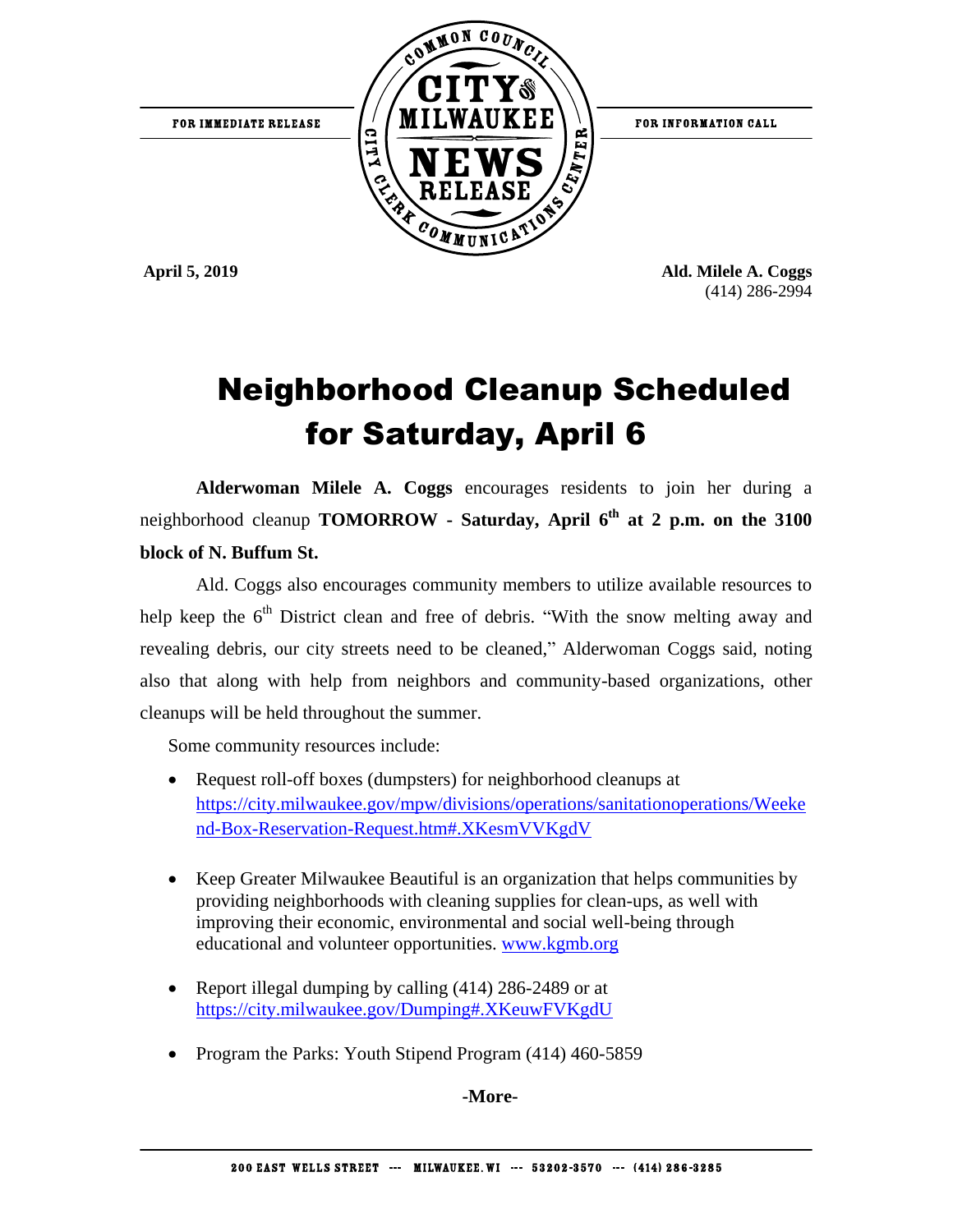FOR IMMEDIATE RELEASE

COMMON COUNCIL CITY OF MILWAUKEE NEWS RELEASE — CITY CLERK COMMUNICATIONS CENTER

FOR INFORMATION CALL

**April 5, 2019**

**Ald. Milele A. Coggs**
(414) 286-2994

# Neighborhood Cleanup Scheduled for Saturday, April 6

**Alderwoman Milele A. Coggs** encourages residents to join her during a neighborhood cleanup **TOMORROW - Saturday, April 6th at 2 p.m. on the 3100 block of N. Buffum St.**

Ald. Coggs also encourages community members to utilize available resources to help keep the 6th District clean and free of debris. "With the snow melting away and revealing debris, our city streets need to be cleaned," Alderwoman Coggs said, noting also that along with help from neighbors and community-based organizations, other cleanups will be held throughout the summer.

Some community resources include:

- Request roll-off boxes (dumpsters) for neighborhood cleanups at https://city.milwaukee.gov/mpw/divisions/operations/sanitationoperations/Weekend-Box-Reservation-Request.htm#.XKesmVVKgdV

- Keep Greater Milwaukee Beautiful is an organization that helps communities by providing neighborhoods with cleaning supplies for clean-ups, as well with improving their economic, environmental and social well-being through educational and volunteer opportunities. www.kgmb.org

- Report illegal dumping by calling (414) 286-2489 or at https://city.milwaukee.gov/Dumping#.XKeuwFVKgdU

- Program the Parks: Youth Stipend Program (414) 460-5859

**-More-**

200 EAST WELLS STREET --- MILWAUKEE, WI --- 53202-3570 --- (414) 286-3285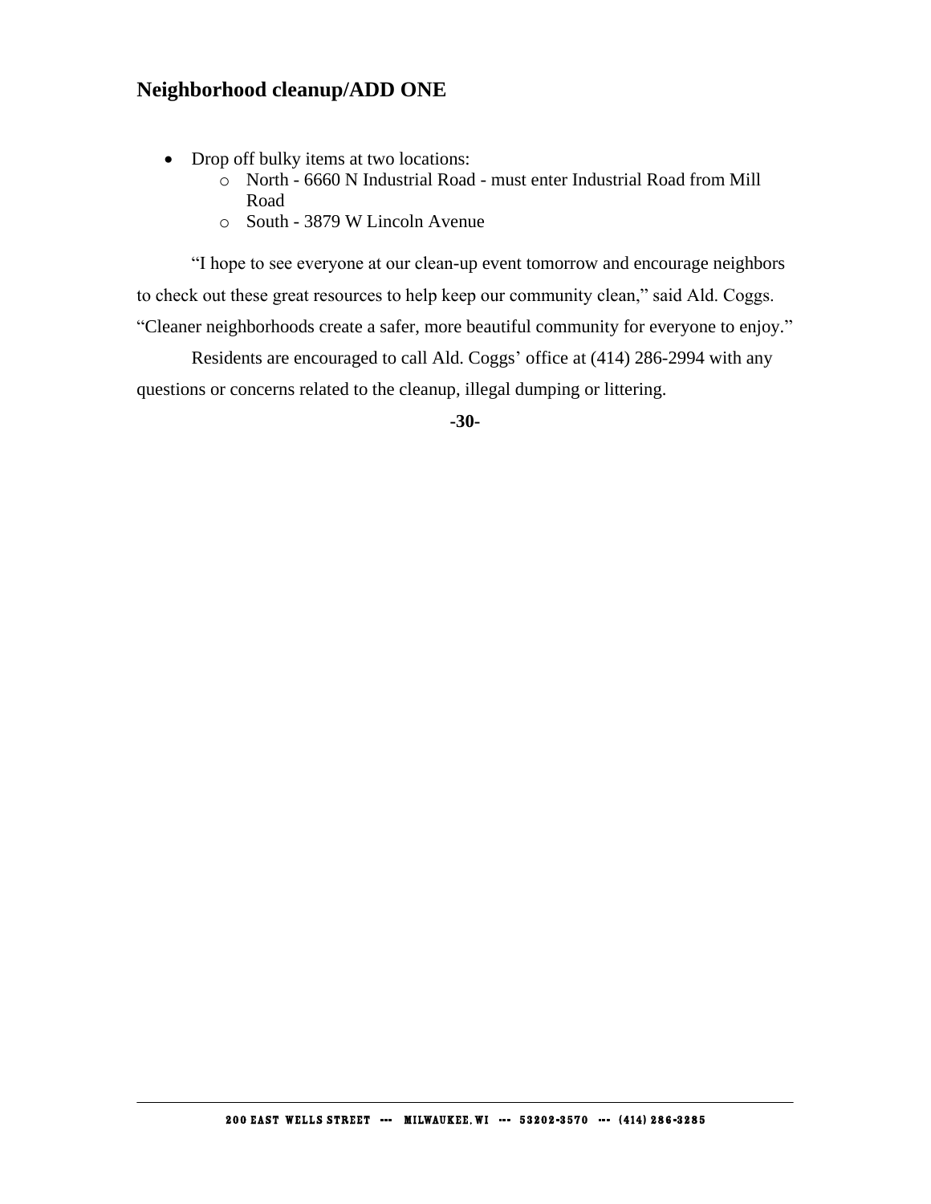## Neighborhood cleanup/ADD ONE

- Drop off bulky items at two locations:
  - North - 6660 N Industrial Road - must enter Industrial Road from Mill Road
  - South - 3879 W Lincoln Avenue

"I hope to see everyone at our clean-up event tomorrow and encourage neighbors to check out these great resources to help keep our community clean," said Ald. Coggs. "Cleaner neighborhoods create a safer, more beautiful community for everyone to enjoy."

Residents are encouraged to call Ald. Coggs' office at (414) 286-2994 with any questions or concerns related to the cleanup, illegal dumping or littering.

**-30-**